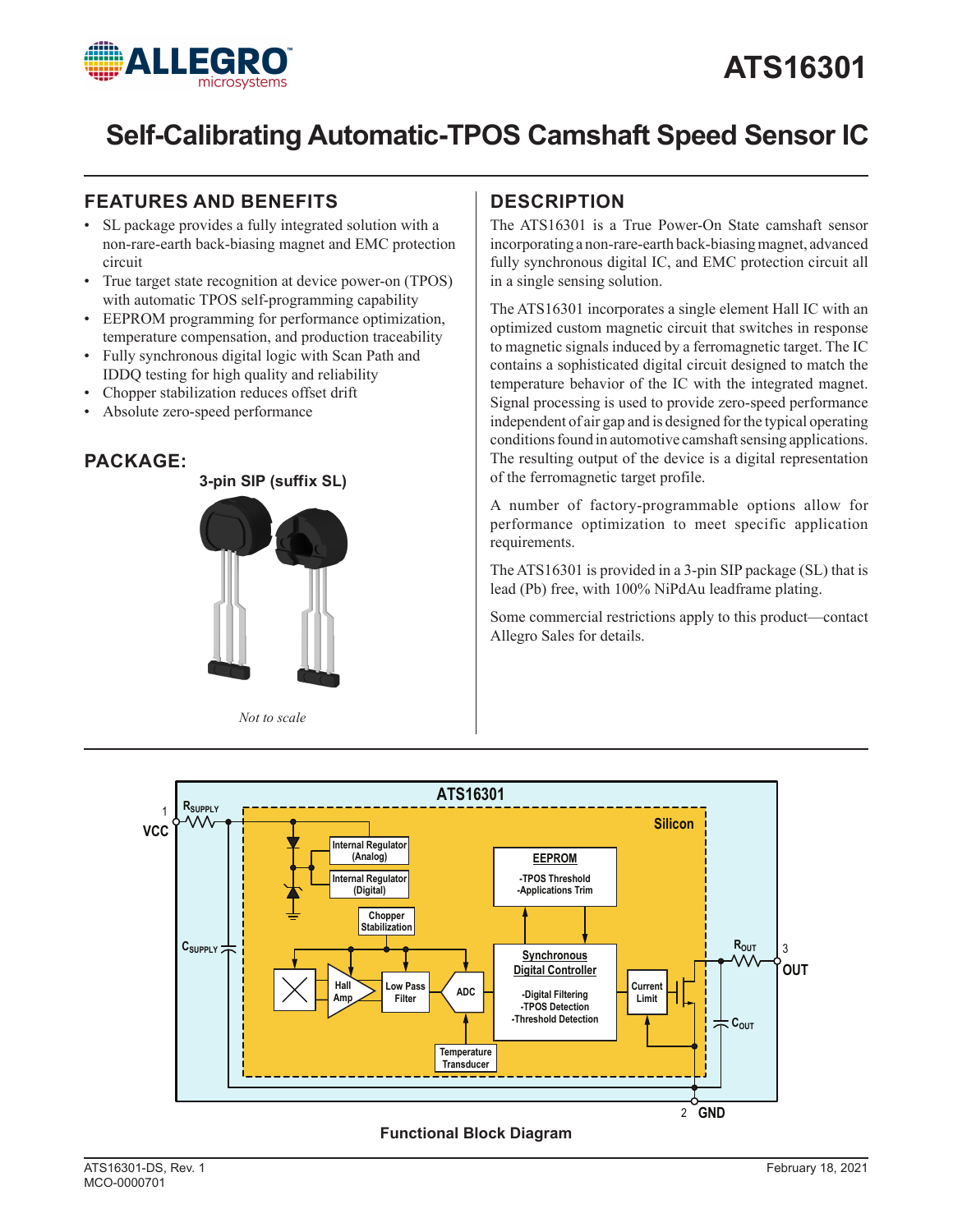# ATS16301

## Self-Calibrating Automatic-TPOS Camshaft Speed Sensor IC

### FEATURES AND BENEFITS

- SL package provides a fully integrated solution with a non-rare-earth back-biasing magnet and EMC protection circuit
- True target state recognition at device power-on (TPOS) with automatic TPOS self-programming capability
- EEPROM programming for performance optimization, temperature compensation, and production traceability
- Fully synchronous digital logic with Scan Path and IDDQ testing for high quality and reliability
- Chopper stabilization reduces offset drift
- Absolute zero-speed performance

### PACKAGE:

**3-pin SIP (suffix SL)**

*Not to scale*

### DESCRIPTION

The ATS16301 is a True Power-On State camshaft sensor incorporating a non-rare-earth back-biasing magnet, advanced fully synchronous digital IC, and EMC protection circuit all in a single sensing solution.

The ATS16301 incorporates a single element Hall IC with an optimized custom magnetic circuit that switches in response to magnetic signals induced by a ferromagnetic target. The IC contains a sophisticated digital circuit designed to match the temperature behavior of the IC with the integrated magnet. Signal processing is used to provide zero-speed performance independent of air gap and is designed for the typical operating conditions found in automotive camshaft sensing applications. The resulting output of the device is a digital representation of the ferromagnetic target profile.

A number of factory-programmable options allow for performance optimization to meet specific application requirements.

The ATS16301 is provided in a 3-pin SIP package (SL) that is lead (Pb) free, with 100% NiPdAu leadframe plating.

Some commercial restrictions apply to this product—contact Allegro Sales for details.

Functional Block Diagram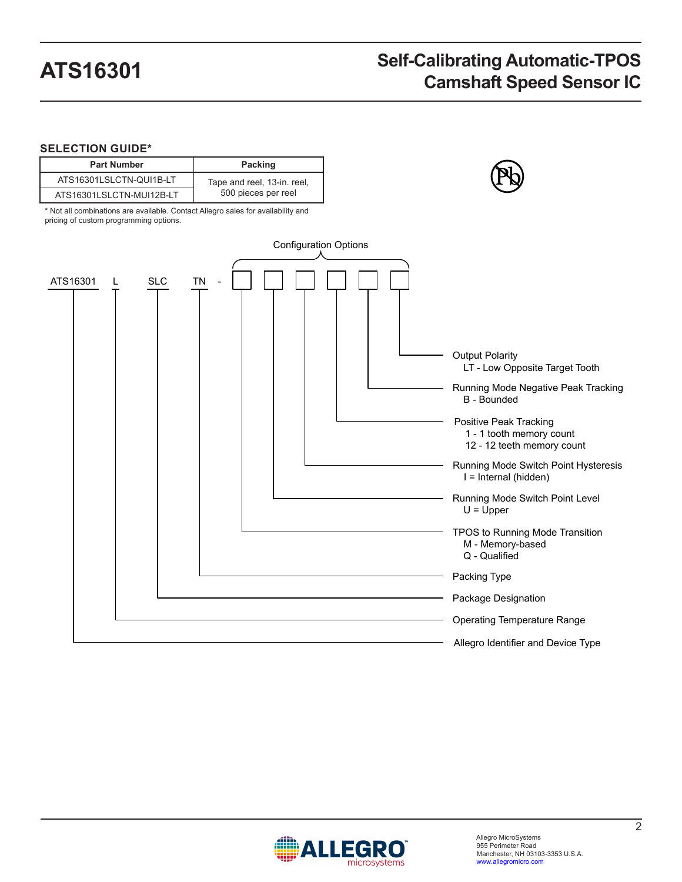## SELECTION GUIDE*

| Part Number | Packing |
|---|---|
| ATS16301LSLCTN-QUI1B-LT | Tape and reel, 13-in. reel, 500 pieces per reel |
| ATS16301LSLCTN-MUI12B-LT | |

\* Not all combinations are available. Contact Allegro sales for availability and pricing of custom programming options.

Configuration Options

ATS16301 L SLC TN - [ ] [ ] [ ] [ ] [ ] [ ]

- Output Polarity
  - LT - Low Opposite Target Tooth
- Running Mode Negative Peak Tracking
  - B - Bounded
- Positive Peak Tracking
  - 1 - 1 tooth memory count
  - 12 - 12 teeth memory count
- Running Mode Switch Point Hysteresis
  - I = Internal (hidden)
- Running Mode Switch Point Level
  - U = Upper
- TPOS to Running Mode Transition
  - M - Memory-based
  - Q - Qualified
- Packing Type
- Package Designation
- Operating Temperature Range
- Allegro Identifier and Device Type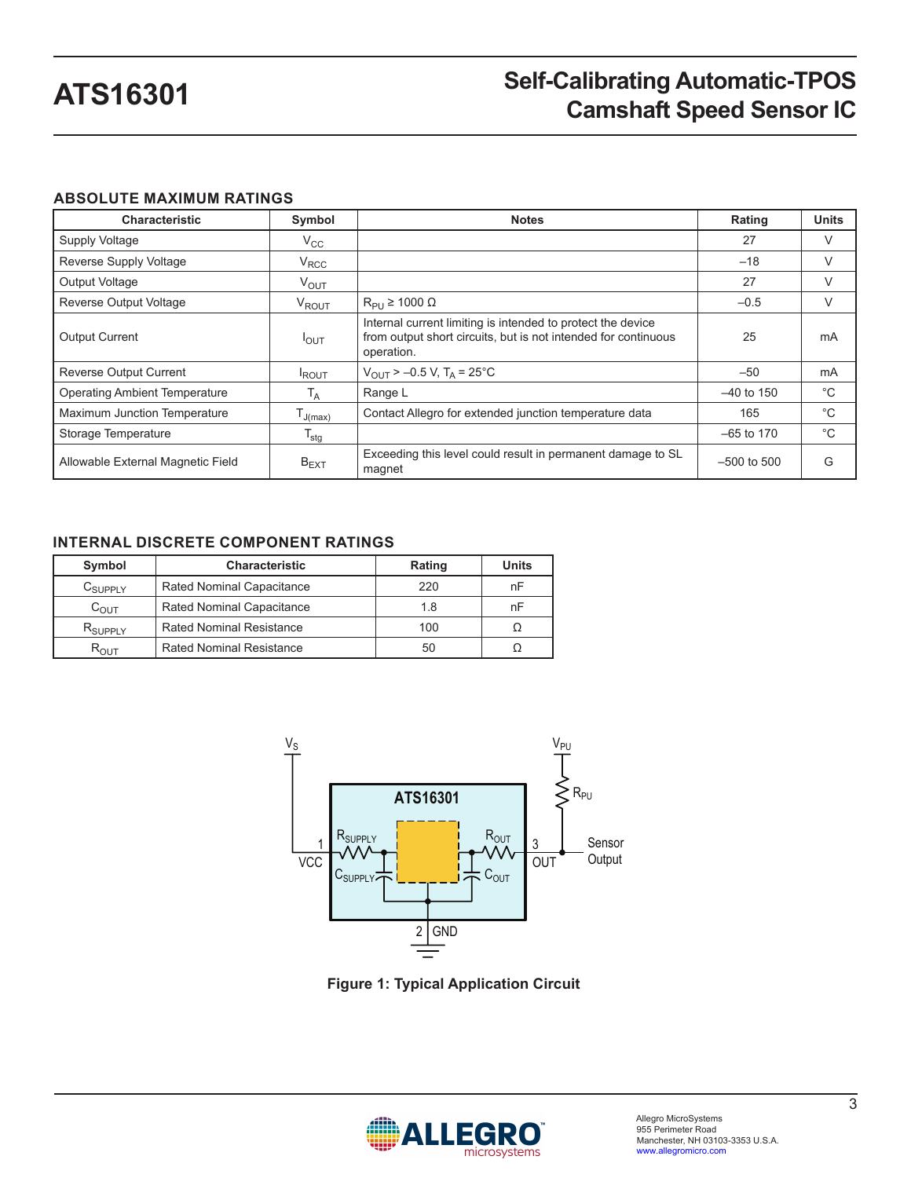## ABSOLUTE MAXIMUM RATINGS

| Characteristic | Symbol | Notes | Rating | Units |
|---|---|---|---|---|
| Supply Voltage | $V_{CC}$ | | 27 | V |
| Reverse Supply Voltage | $V_{RCC}$ | | –18 | V |
| Output Voltage | $V_{OUT}$ | | 27 | V |
| Reverse Output Voltage | $V_{ROUT}$ | $R_{PU} \geq 1000\ \Omega$ | –0.5 | V |
| Output Current | $I_{OUT}$ | Internal current limiting is intended to protect the device from output short circuits, but is not intended for continuous operation. | 25 | mA |
| Reverse Output Current | $I_{ROUT}$ | $V_{OUT} > –0.5$ V, $T_A = 25°C$ | –50 | mA |
| Operating Ambient Temperature | $T_A$ | Range L | –40 to 150 | °C |
| Maximum Junction Temperature | $T_{J(max)}$ | Contact Allegro for extended junction temperature data | 165 | °C |
| Storage Temperature | $T_{stg}$ | | –65 to 170 | °C |
| Allowable External Magnetic Field | $B_{EXT}$ | Exceeding this level could result in permanent damage to SL magnet | –500 to 500 | G |

## INTERNAL DISCRETE COMPONENT RATINGS

| Symbol | Characteristic | Rating | Units |
|---|---|---|---|
| $C_{SUPPLY}$ | Rated Nominal Capacitance | 220 | nF |
| $C_{OUT}$ | Rated Nominal Capacitance | 1.8 | nF |
| $R_{SUPPLY}$ | Rated Nominal Resistance | 100 | Ω |
| $R_{OUT}$ | Rated Nominal Resistance | 50 | Ω |

**Figure 1: Typical Application Circuit**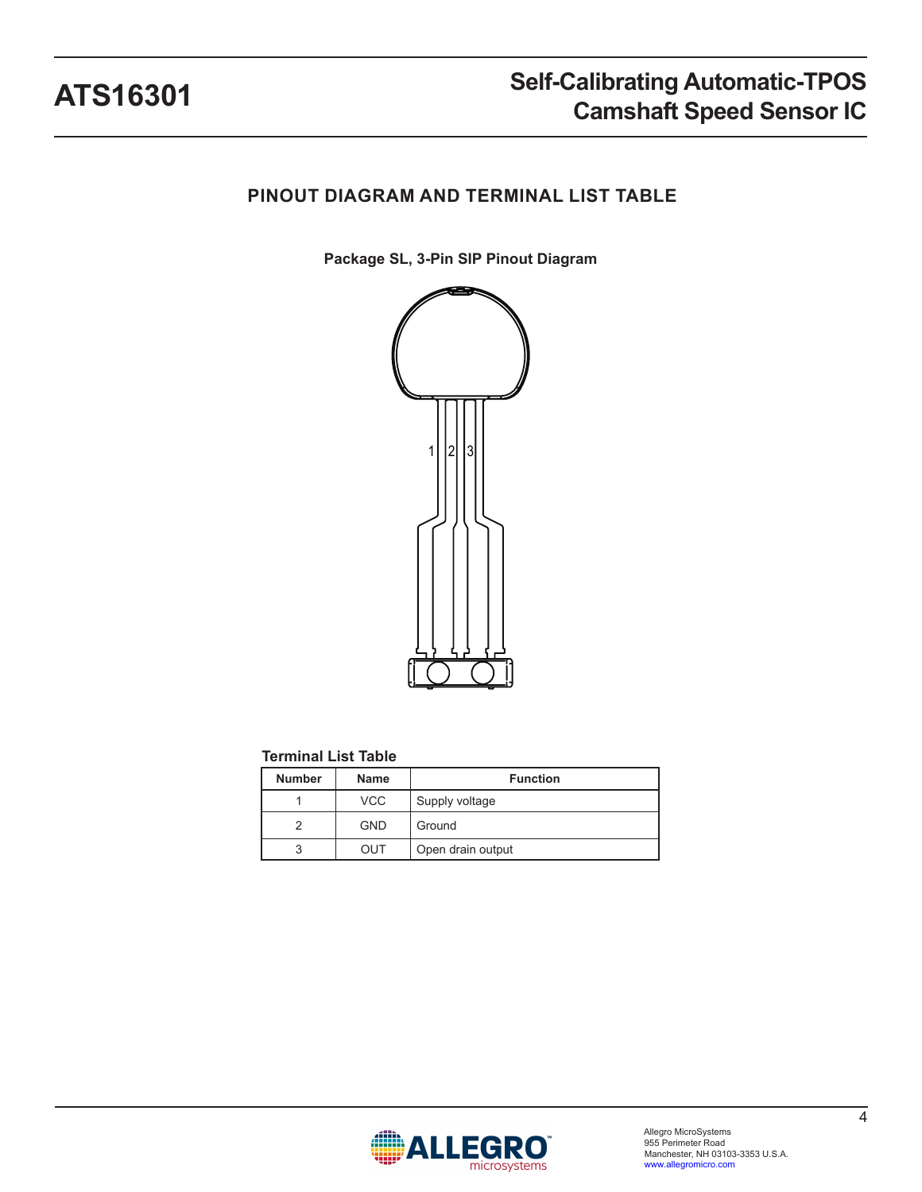## PINOUT DIAGRAM AND TERMINAL LIST TABLE

**Package SL, 3-Pin SIP Pinout Diagram**

**Terminal List Table**

| Number | Name | Function |
|---|---|---|
| 1 | VCC | Supply voltage |
| 2 | GND | Ground |
| 3 | OUT | Open drain output |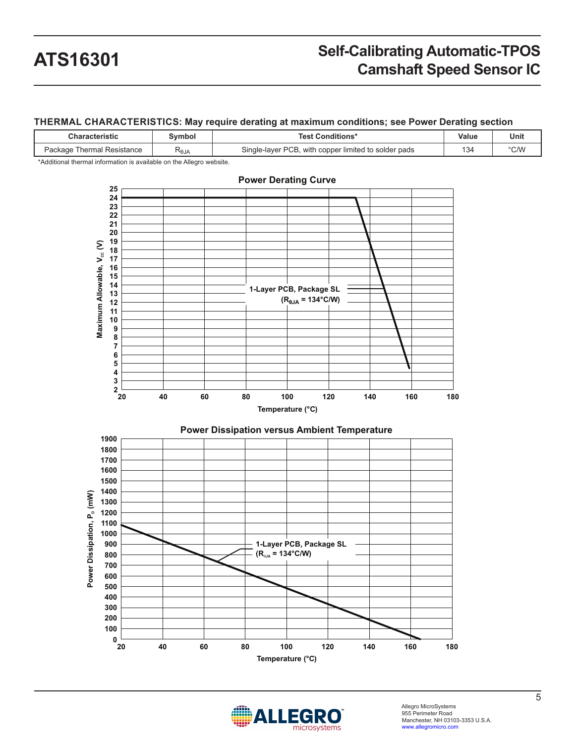## THERMAL CHARACTERISTICS: May require derating at maximum conditions; see Power Derating section

| Characteristic | Symbol | Test Conditions* | Value | Unit |
|---|---|---|---|---|
| Package Thermal Resistance | $R_{θJA}$ | Single-layer PCB, with copper limited to solder pads | 134 | °C/W |

*Additional thermal information is available on the Allegro website.

### Power Derating Curve

Maximum Allowable, $V_{CC}$ (V) versus Temperature (°C)

1-Layer PCB, Package SL ($R_{θJA}$ = 134°C/W)

### Power Dissipation versus Ambient Temperature

Power Dissipation, $P_D$ (mW) versus Temperature (°C)

1-Layer PCB, Package SL ($R_{θJA}$ = 134°C/W)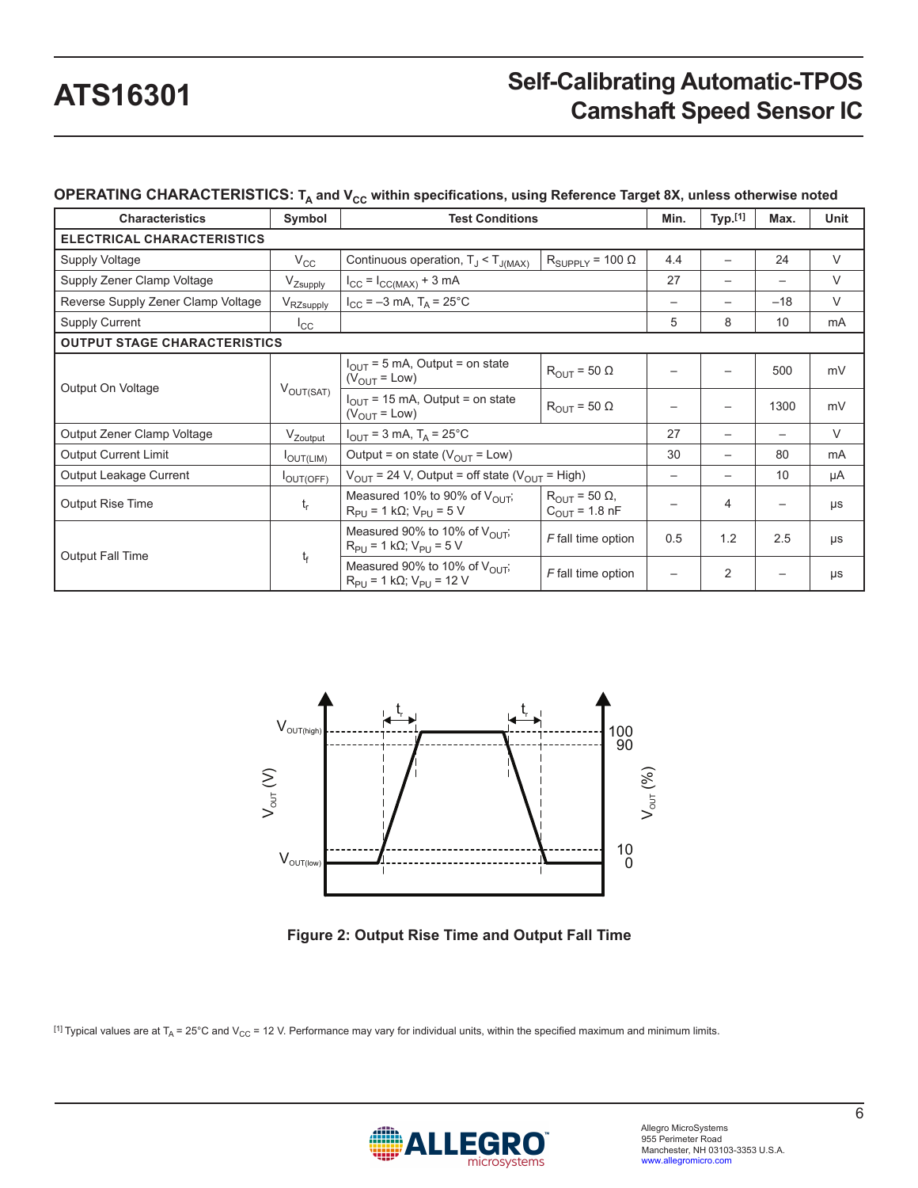## OPERATING CHARACTERISTICS: $T_A$ and $V_{CC}$ within specifications, using Reference Target 8X, unless otherwise noted

| Characteristics | Symbol | Test Conditions | | Min. | Typ.[1] | Max. | Unit |
|---|---|---|---|---|---|---|---|
| **ELECTRICAL CHARACTERISTICS** | | | | | | | |
| Supply Voltage | $V_{CC}$ | Continuous operation, $T_J < T_{J(MAX)}$ | $R_{SUPPLY}$ = 100 Ω | 4.4 | – | 24 | V |
| Supply Zener Clamp Voltage | $V_{Zsupply}$ | $I_{CC} = I_{CC(MAX)}$ + 3 mA | | 27 | – | – | V |
| Reverse Supply Zener Clamp Voltage | $V_{RZsupply}$ | $I_{CC}$ = –3 mA, $T_A$ = 25°C | | – | – | –18 | V |
| Supply Current | $I_{CC}$ | | | 5 | 8 | 10 | mA |
| **OUTPUT STAGE CHARACTERISTICS** | | | | | | | |
| Output On Voltage | $V_{OUT(SAT)}$ | $I_{OUT}$ = 5 mA, Output = on state ($V_{OUT}$ = Low) | $R_{OUT}$ = 50 Ω | – | – | 500 | mV |
| | | $I_{OUT}$ = 15 mA, Output = on state ($V_{OUT}$ = Low) | $R_{OUT}$ = 50 Ω | – | – | 1300 | mV |
| Output Zener Clamp Voltage | $V_{Zoutput}$ | $I_{OUT}$ = 3 mA, $T_A$ = 25°C | | 27 | – | – | V |
| Output Current Limit | $I_{OUT(LIM)}$ | Output = on state ($V_{OUT}$ = Low) | | 30 | – | 80 | mA |
| Output Leakage Current | $I_{OUT(OFF)}$ | $V_{OUT}$ = 24 V, Output = off state ($V_{OUT}$ = High) | | – | – | 10 | µA |
| Output Rise Time | $t_r$ | Measured 10% to 90% of $V_{OUT}$; $R_{PU}$ = 1 kΩ; $V_{PU}$ = 5 V | $R_{OUT}$ = 50 Ω, $C_{OUT}$ = 1.8 nF | – | 4 | – | µs |
| Output Fall Time | $t_f$ | Measured 90% to 10% of $V_{OUT}$; $R_{PU}$ = 1 kΩ; $V_{PU}$ = 5 V | *F* fall time option | 0.5 | 1.2 | 2.5 | µs |
| | | Measured 90% to 10% of $V_{OUT}$; $R_{PU}$ = 1 kΩ; $V_{PU}$ = 12 V | *F* fall time option | – | 2 | – | µs |

**Figure 2: Output Rise Time and Output Fall Time**

[1] Typical values are at $T_A$ = 25°C and $V_{CC}$ = 12 V. Performance may vary for individual units, within the specified maximum and minimum limits.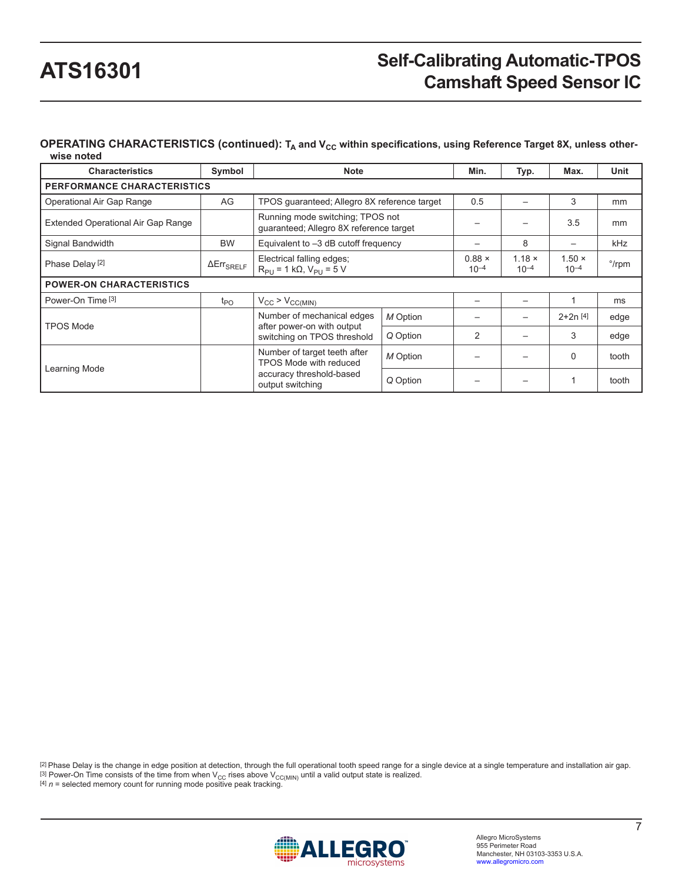**OPERATING CHARACTERISTICS (continued):** $T_A$ and $V_{CC}$ within specifications, using Reference Target 8X, unless otherwise noted

| Characteristics | Symbol | Note | | Min. | Typ. | Max. | Unit |
|---|---|---|---|---|---|---|---|
| **PERFORMANCE CHARACTERISTICS** | | | | | | | |
| Operational Air Gap Range | AG | TPOS guaranteed; Allegro 8X reference target | | 0.5 | – | 3 | mm |
| Extended Operational Air Gap Range | | Running mode switching; TPOS not guaranteed; Allegro 8X reference target | | – | – | 3.5 | mm |
| Signal Bandwidth | BW | Equivalent to –3 dB cutoff frequency | | – | 8 | – | kHz |
| Phase Delay [2] | $\Delta Err_{SRELF}$ | Electrical falling edges; $R_{PU}$ = 1 kΩ, $V_{PU}$ = 5 V | | $0.88 \times 10^{-4}$ | $1.18 \times 10^{-4}$ | $1.50 \times 10^{-4}$ | °/rpm |
| **POWER-ON CHARACTERISTICS** | | | | | | | |
| Power-On Time [3] | $t_{PO}$ | $V_{CC} > V_{CC(MIN)}$ | | – | – | 1 | ms |
| TPOS Mode | | Number of mechanical edges after power-on with output switching on TPOS threshold | *M* Option | – | – | 2+2n [4] | edge |
| | | | *Q* Option | 2 | – | 3 | edge |
| Learning Mode | | Number of target teeth after TPOS Mode with reduced accuracy threshold-based output switching | *M* Option | – | – | 0 | tooth |
| | | | *Q* Option | – | – | 1 | tooth |

[2] Phase Delay is the change in edge position at detection, through the full operational tooth speed range for a single device at a single temperature and installation air gap.
[3] Power-On Time consists of the time from when $V_{CC}$ rises above $V_{CC(MIN)}$ until a valid output state is realized.
[4] *n* = selected memory count for running mode positive peak tracking.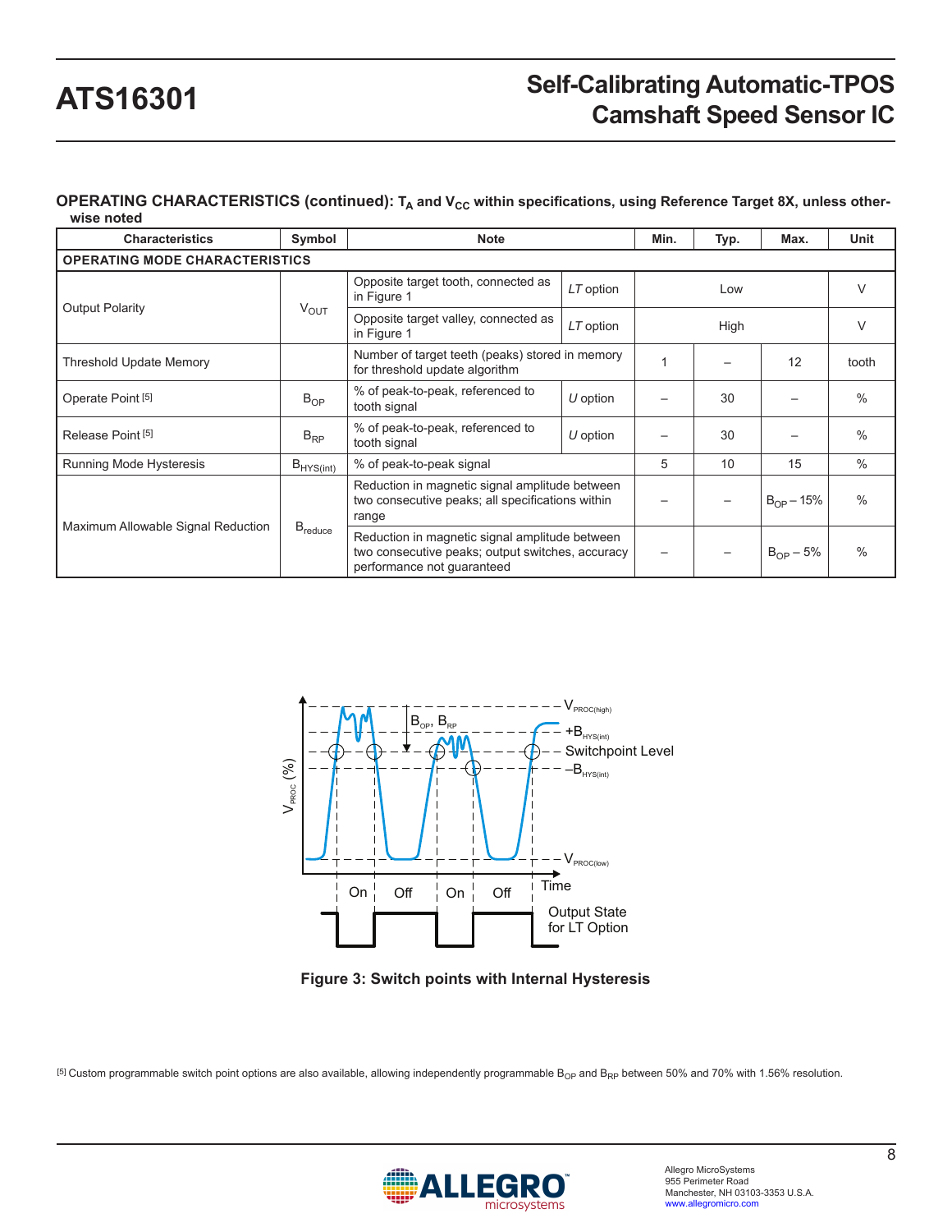**OPERATING CHARACTERISTICS (continued): $T_A$ and $V_{CC}$ within specifications, using Reference Target 8X, unless otherwise noted**

| Characteristics | Symbol | Note | | Min. | Typ. | Max. | Unit |
|---|---|---|---|---|---|---|---|
| **OPERATING MODE CHARACTERISTICS** | | | | | | | |
| Output Polarity | $V_{OUT}$ | Opposite target tooth, connected as in Figure 1 | *LT* option | | Low | | V |
| | | Opposite target valley, connected as in Figure 1 | *LT* option | | High | | V |
| Threshold Update Memory | | Number of target teeth (peaks) stored in memory for threshold update algorithm | | 1 | – | 12 | tooth |
| Operate Point [5] | $B_{OP}$ | % of peak-to-peak, referenced to tooth signal | *U* option | – | 30 | – | % |
| Release Point [5] | $B_{RP}$ | % of peak-to-peak, referenced to tooth signal | *U* option | – | 30 | – | % |
| Running Mode Hysteresis | $B_{HYS(int)}$ | % of peak-to-peak signal | | 5 | 10 | 15 | % |
| Maximum Allowable Signal Reduction | $B_{reduce}$ | Reduction in magnetic signal amplitude between two consecutive peaks; all specifications within range | | – | – | $B_{OP}$ – 15% | % |
| | | Reduction in magnetic signal amplitude between two consecutive peaks; output switches, accuracy performance not guaranteed | | – | – | $B_{OP}$ – 5% | % |

**Figure 3: Switch points with Internal Hysteresis**

[5] Custom programmable switch point options are also available, allowing independently programmable $B_{OP}$ and $B_{RP}$ between 50% and 70% with 1.56% resolution.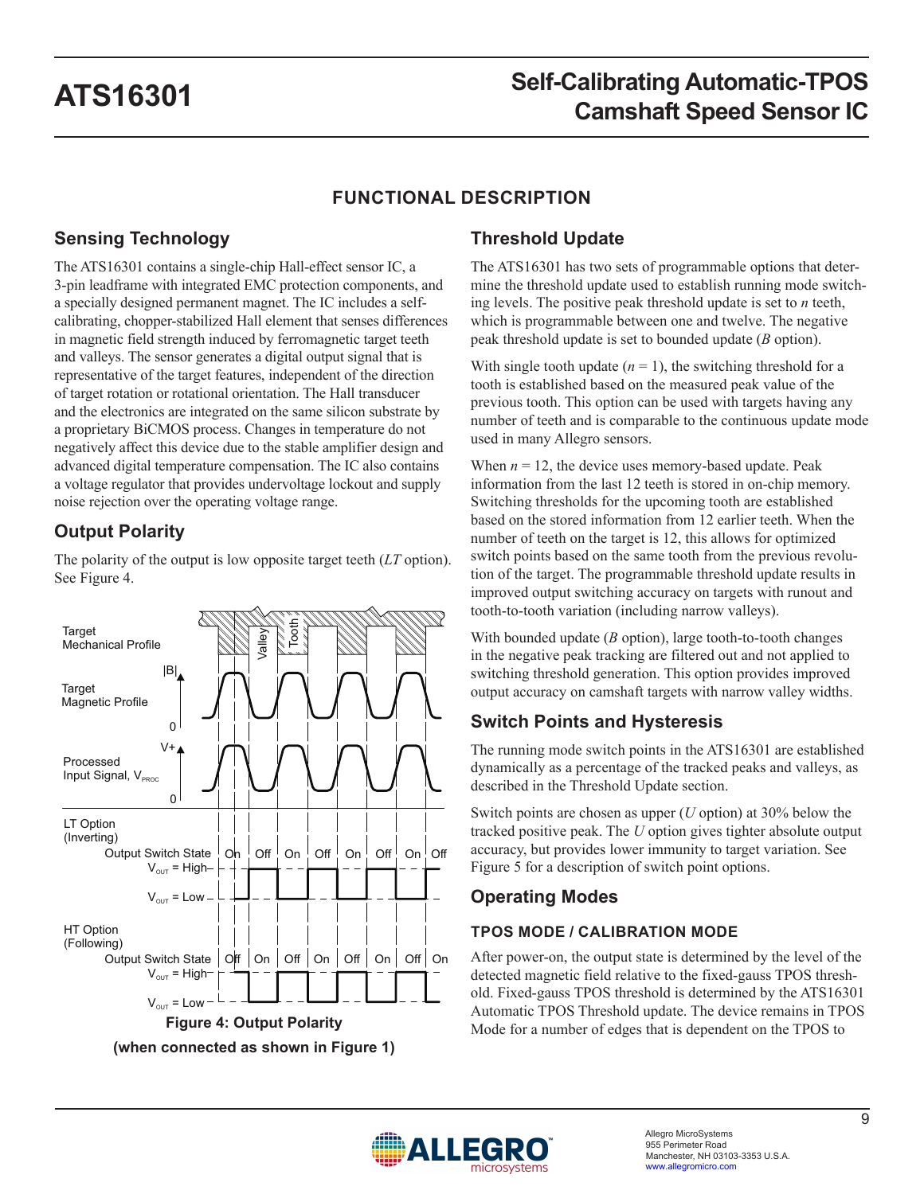# FUNCTIONAL DESCRIPTION

## Sensing Technology

The ATS16301 contains a single-chip Hall-effect sensor IC, a 3-pin leadframe with integrated EMC protection components, and a specially designed permanent magnet. The IC includes a self-calibrating, chopper-stabilized Hall element that senses differences in magnetic field strength induced by ferromagnetic target teeth and valleys. The sensor generates a digital output signal that is representative of the target features, independent of the direction of target rotation or rotational orientation. The Hall transducer and the electronics are integrated on the same silicon substrate by a proprietary BiCMOS process. Changes in temperature do not negatively affect this device due to the stable amplifier design and advanced digital temperature compensation. The IC also contains a voltage regulator that provides undervoltage lockout and supply noise rejection over the operating voltage range.

## Output Polarity

The polarity of the output is low opposite target teeth (*LT* option). See Figure 4.

**Figure 4: Output Polarity**

**(when connected as shown in Figure 1)**

## Threshold Update

The ATS16301 has two sets of programmable options that determine the threshold update used to establish running mode switching levels. The positive peak threshold update is set to *n* teeth, which is programmable between one and twelve. The negative peak threshold update is set to bounded update (*B* option).

With single tooth update ($n = 1$), the switching threshold for a tooth is established based on the measured peak value of the previous tooth. This option can be used with targets having any number of teeth and is comparable to the continuous update mode used in many Allegro sensors.

When $n = 12$, the device uses memory-based update. Peak information from the last 12 teeth is stored in on-chip memory. Switching thresholds for the upcoming tooth are established based on the stored information from 12 earlier teeth. When the number of teeth on the target is 12, this allows for optimized switch points based on the same tooth from the previous revolution of the target. The programmable threshold update results in improved output switching accuracy on targets with runout and tooth-to-tooth variation (including narrow valleys).

With bounded update (*B* option), large tooth-to-tooth changes in the negative peak tracking are filtered out and not applied to switching threshold generation. This option provides improved output accuracy on camshaft targets with narrow valley widths.

## Switch Points and Hysteresis

The running mode switch points in the ATS16301 are established dynamically as a percentage of the tracked peaks and valleys, as described in the Threshold Update section.

Switch points are chosen as upper (*U* option) at 30% below the tracked positive peak. The *U* option gives tighter absolute output accuracy, but provides lower immunity to target variation. See Figure 5 for a description of switch point options.

## Operating Modes

### TPOS MODE / CALIBRATION MODE

After power-on, the output state is determined by the level of the detected magnetic field relative to the fixed-gauss TPOS threshold. Fixed-gauss TPOS threshold is determined by the ATS16301 Automatic TPOS Threshold update. The device remains in TPOS Mode for a number of edges that is dependent on the TPOS to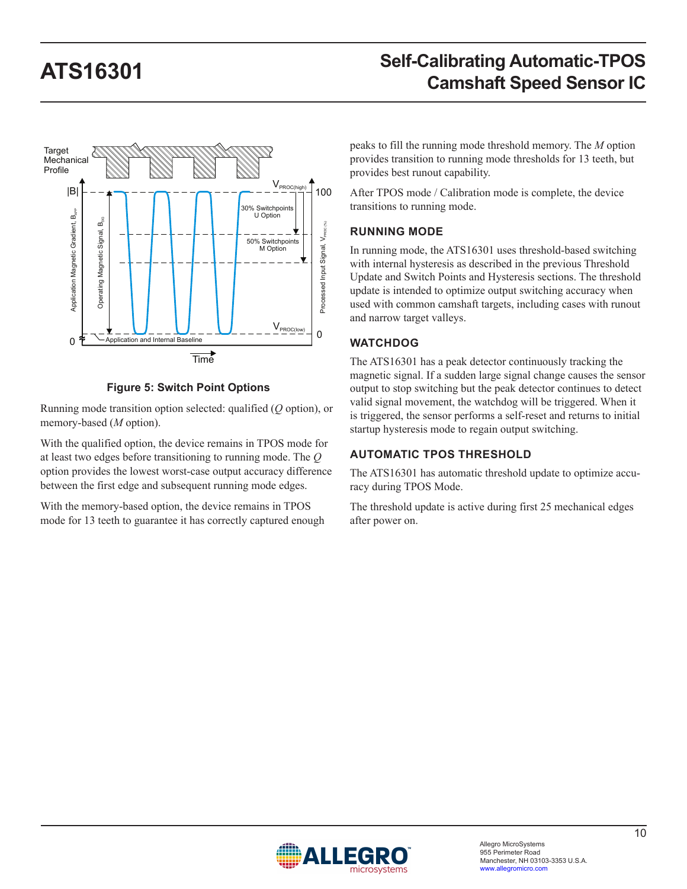**Figure 5: Switch Point Options**

Running mode transition option selected: qualified (*Q* option), or memory-based (*M* option).

With the qualified option, the device remains in TPOS mode for at least two edges before transitioning to running mode. The *Q* option provides the lowest worst-case output accuracy difference between the first edge and subsequent running mode edges.

With the memory-based option, the device remains in TPOS mode for 13 teeth to guarantee it has correctly captured enough peaks to fill the running mode threshold memory. The *M* option provides transition to running mode thresholds for 13 teeth, but provides best runout capability.

After TPOS mode / Calibration mode is complete, the device transitions to running mode.

## RUNNING MODE

In running mode, the ATS16301 uses threshold-based switching with internal hysteresis as described in the previous Threshold Update and Switch Points and Hysteresis sections. The threshold update is intended to optimize output switching accuracy when used with common camshaft targets, including cases with runout and narrow target valleys.

## WATCHDOG

The ATS16301 has a peak detector continuously tracking the magnetic signal. If a sudden large signal change causes the sensor output to stop switching but the peak detector continues to detect valid signal movement, the watchdog will be triggered. When it is triggered, the sensor performs a self-reset and returns to initial startup hysteresis mode to regain output switching.

## AUTOMATIC TPOS THRESHOLD

The ATS16301 has automatic threshold update to optimize accuracy during TPOS Mode.

The threshold update is active during first 25 mechanical edges after power on.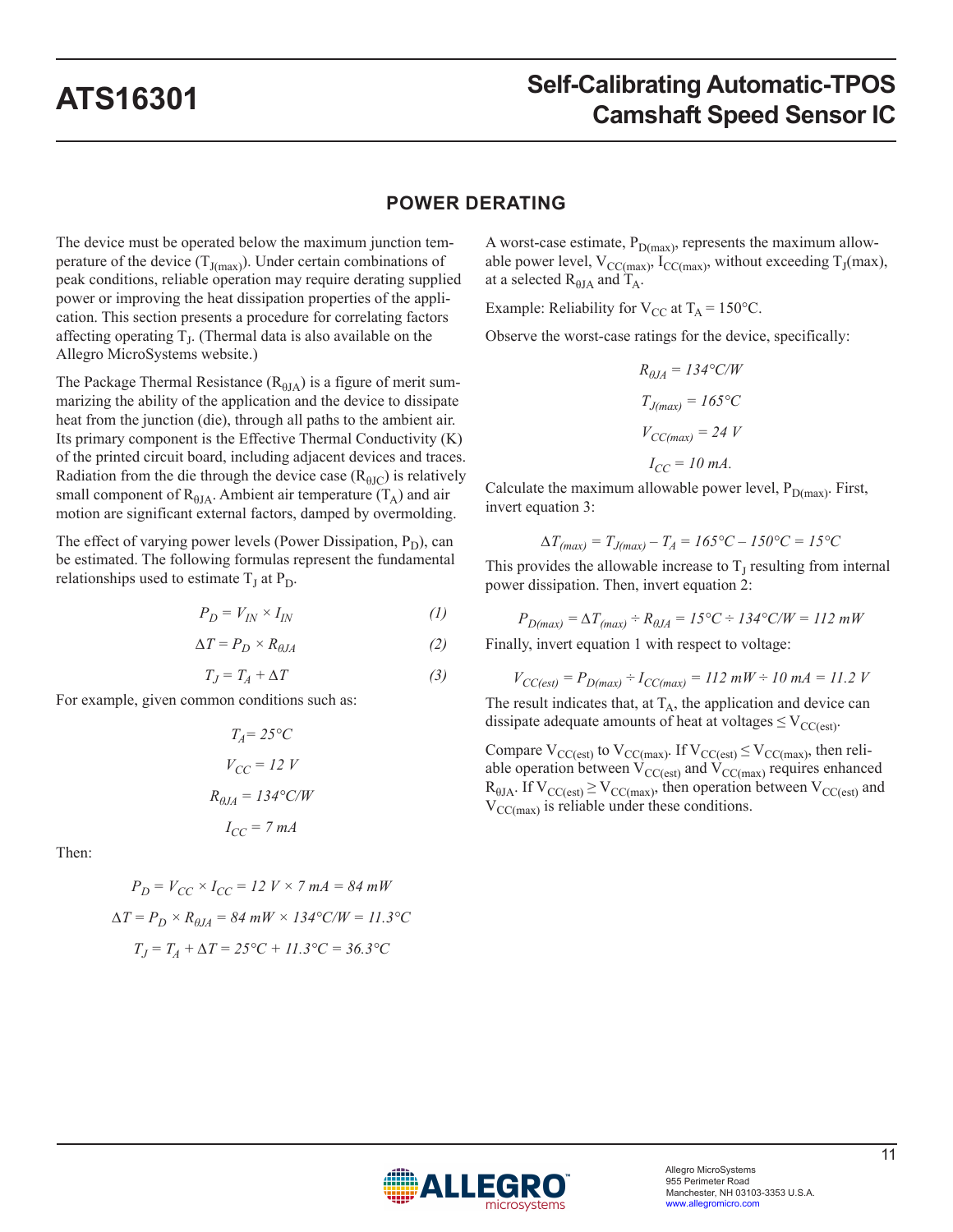## POWER DERATING

The device must be operated below the maximum junction temperature of the device ($T_{J(max)}$). Under certain combinations of peak conditions, reliable operation may require derating supplied power or improving the heat dissipation properties of the application. This section presents a procedure for correlating factors affecting operating $T_J$. (Thermal data is also available on the Allegro MicroSystems website.)

The Package Thermal Resistance ($R_{\theta JA}$) is a figure of merit summarizing the ability of the application and the device to dissipate heat from the junction (die), through all paths to the ambient air. Its primary component is the Effective Thermal Conductivity (K) of the printed circuit board, including adjacent devices and traces. Radiation from the die through the device case ($R_{\theta JC}$) is relatively small component of $R_{\theta JA}$. Ambient air temperature ($T_A$) and air motion are significant external factors, damped by overmolding.

The effect of varying power levels (Power Dissipation, $P_D$), can be estimated. The following formulas represent the fundamental relationships used to estimate $T_J$ at $P_D$.

$$P_D = V_{IN} \times I_{IN} \quad (1)$$

$$\Delta T = P_D \times R_{\theta JA} \quad (2)$$

$$T_J = T_A + \Delta T \quad (3)$$

For example, given common conditions such as:

$$T_A = 25°C$$

$$V_{CC} = 12\ V$$

$$R_{\theta JA} = 134°C/W$$

$$I_{CC} = 7\ mA$$

Then:

$$P_D = V_{CC} \times I_{CC} = 12\ V \times 7\ mA = 84\ mW$$

$$\Delta T = P_D \times R_{\theta JA} = 84\ mW \times 134°C/W = 11.3°C$$

$$T_J = T_A + \Delta T = 25°C + 11.3°C = 36.3°C$$

A worst-case estimate, $P_{D(max)}$, represents the maximum allowable power level, $V_{CC(max)}$, $I_{CC(max)}$, without exceeding $T_J$(max), at a selected $R_{\theta JA}$ and $T_A$.

Example: Reliability for $V_{CC}$ at $T_A = 150°C$.

Observe the worst-case ratings for the device, specifically:

$$R_{\theta JA} = 134°C/W$$

$$T_{J(max)} = 165°C$$

$$V_{CC(max)} = 24\ V$$

$$I_{CC} = 10\ mA.$$

Calculate the maximum allowable power level, $P_{D(max)}$. First, invert equation 3:

$$\Delta T_{(max)} = T_{J(max)} - T_A = 165°C - 150°C = 15°C$$

This provides the allowable increase to $T_J$ resulting from internal power dissipation. Then, invert equation 2:

$$P_{D(max)} = \Delta T_{(max)} \div R_{\theta JA} = 15°C \div 134°C/W = 112\ mW$$

Finally, invert equation 1 with respect to voltage:

$$V_{CC(est)} = P_{D(max)} \div I_{CC(max)} = 112\ mW \div 10\ mA = 11.2\ V$$

The result indicates that, at $T_A$, the application and device can dissipate adequate amounts of heat at voltages $\leq V_{CC(est)}$.

Compare $V_{CC(est)}$ to $V_{CC(max)}$. If $V_{CC(est)} \leq V_{CC(max)}$, then reliable operation between $V_{CC(est)}$ and $V_{CC(max)}$ requires enhanced $R_{\theta JA}$. If $V_{CC(est)} \geq V_{CC(max)}$, then operation between $V_{CC(est)}$ and $V_{CC(max)}$ is reliable under these conditions.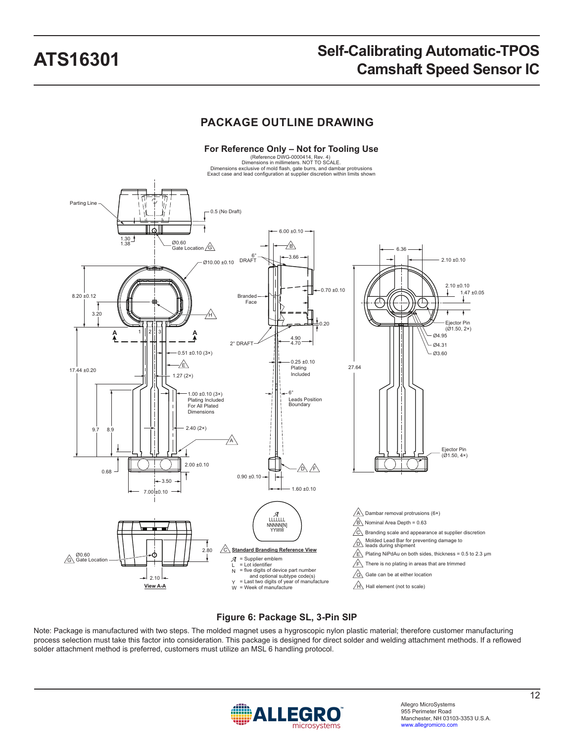## PACKAGE OUTLINE DRAWING

**For Reference Only – Not for Tooling Use**

(Reference DWG-0000414, Rev. 4)
Dimensions in millimeters. NOT TO SCALE.
Dimensions exclusive of mold flash, gate burrs, and dambar protrusions
Exact case and lead configuration at supplier discretion within limits shown

**Standard Branding Reference View**

- $\mathcal{A}$ = Supplier emblem
- L = Lot identifier
- N = five digits of device part number and optional subtype code(s)
- Y = Last two digits of year of manufacture
- W = Week of manufacture

- A: Dambar removal protrusions (6×)
- B: Nominal Area Depth = 0.63
- C: Branding scale and appearance at supplier discretion
- D: Molded Lead Bar for preventing damage to leads during shipment
- E: Plating NiPdAu on both sides, thickness = 0.5 to 2.3 µm
- F: There is no plating in areas that are trimmed
- G: Gate can be at either location
- H: Hall element (not to scale)

**Figure 6: Package SL, 3-Pin SIP**

Note: Package is manufactured with two steps. The molded magnet uses a hygroscopic nylon plastic material; therefore customer manufacturing process selection must take this factor into consideration. This package is designed for direct solder and welding attachment methods. If a reflowed solder attachment method is preferred, customers must utilize an MSL 6 handling protocol.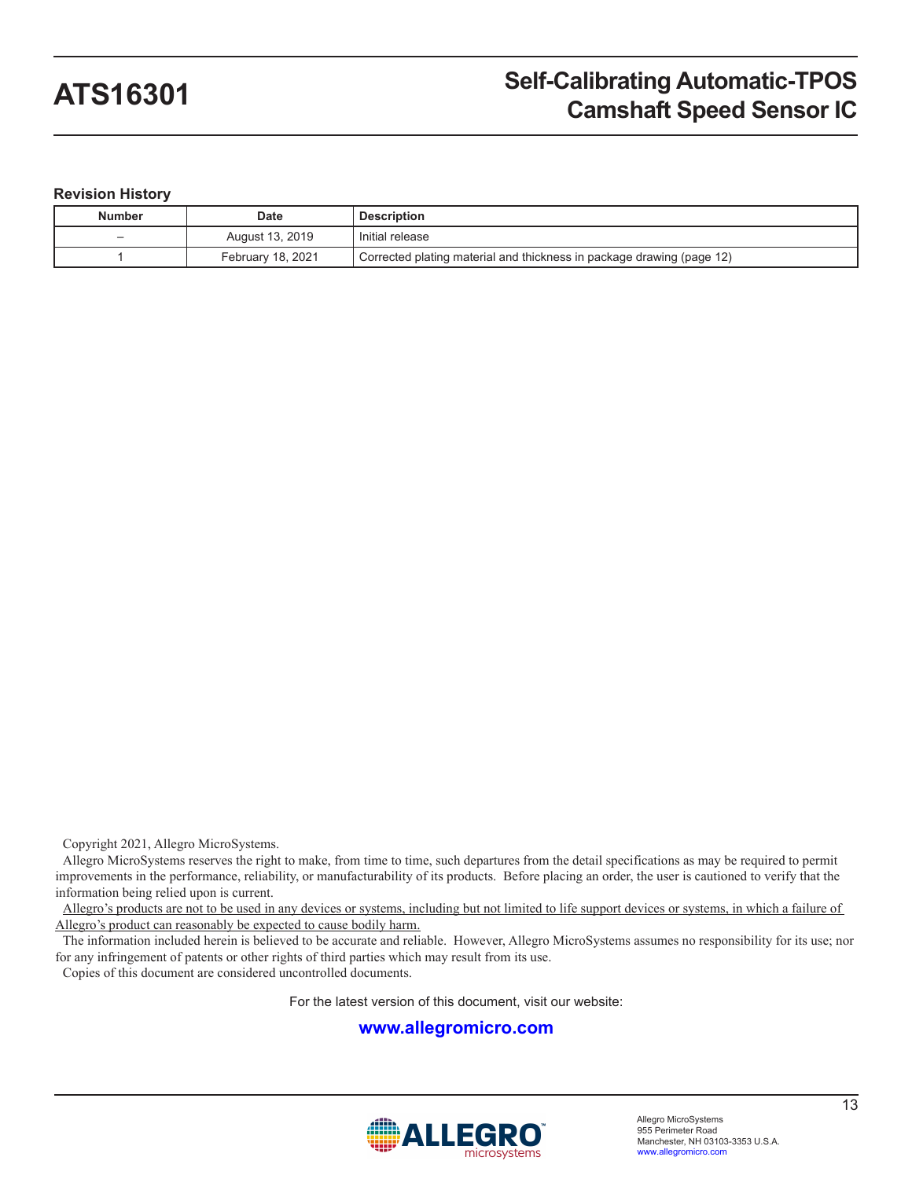### Revision History

| Number | Date | Description |
|---|---|---|
| – | August 13, 2019 | Initial release |
| 1 | February 18, 2021 | Corrected plating material and thickness in package drawing (page 12) |

Copyright 2021, Allegro MicroSystems.

Allegro MicroSystems reserves the right to make, from time to time, such departures from the detail specifications as may be required to permit improvements in the performance, reliability, or manufacturability of its products. Before placing an order, the user is cautioned to verify that the information being relied upon is current.

Allegro's products are not to be used in any devices or systems, including but not limited to life support devices or systems, in which a failure of Allegro's product can reasonably be expected to cause bodily harm.

The information included herein is believed to be accurate and reliable. However, Allegro MicroSystems assumes no responsibility for its use; nor for any infringement of patents or other rights of third parties which may result from its use.

Copies of this document are considered uncontrolled documents.

For the latest version of this document, visit our website:

**www.allegromicro.com**